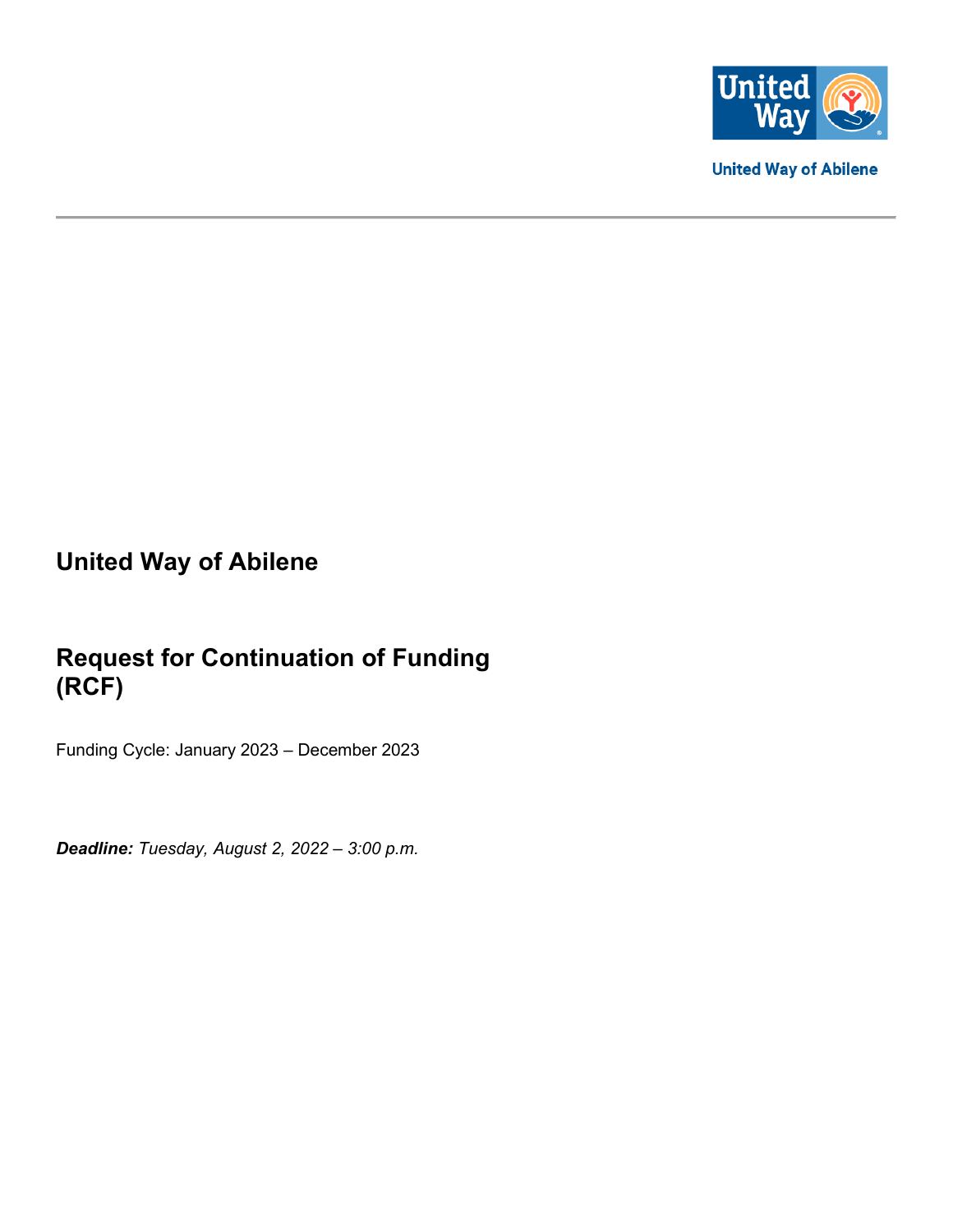United Way of Abilene

# United Way of Abilene

# Request for Continuation of Funding (RCF)

Funding Cycle: January 2023 – December 2023

***Deadline:*** *Tuesday, August 2, 2022 – 3:00 p.m.*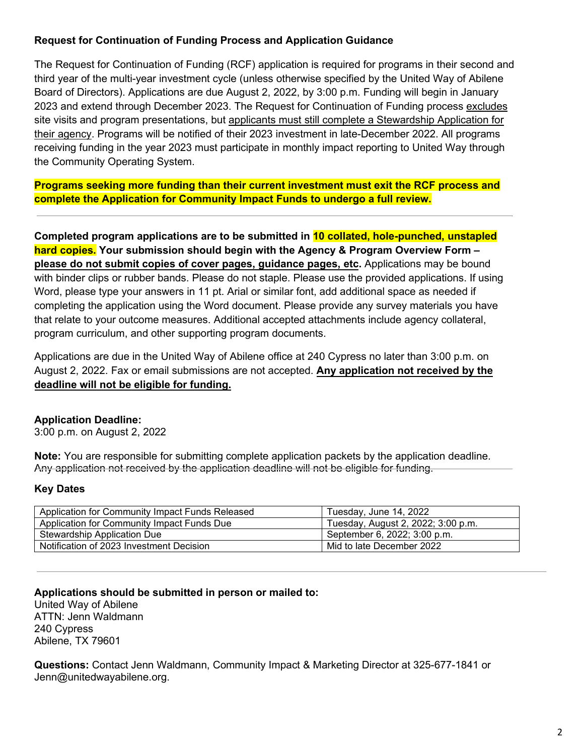**Request for Continuation of Funding Process and Application Guidance**

The Request for Continuation of Funding (RCF) application is required for programs in their second and third year of the multi-year investment cycle (unless otherwise specified by the United Way of Abilene Board of Directors). Applications are due August 2, 2022, by 3:00 p.m. Funding will begin in January 2023 and extend through December 2023. The Request for Continuation of Funding process excludes site visits and program presentations, but applicants must still complete a Stewardship Application for their agency. Programs will be notified of their 2023 investment in late-December 2022. All programs receiving funding in the year 2023 must participate in monthly impact reporting to United Way through the Community Operating System.

**Programs seeking more funding than their current investment must exit the RCF process and complete the Application for Community Impact Funds to undergo a full review.**

---

**Completed program applications are to be submitted in 10 collated, hole-punched, unstapled hard copies. Your submission should begin with the Agency & Program Overview Form – please do not submit copies of cover pages, guidance pages, etc.** Applications may be bound with binder clips or rubber bands. Please do not staple. Please use the provided applications. If using Word, please type your answers in 11 pt. Arial or similar font, add additional space as needed if completing the application using the Word document. Please provide any survey materials you have that relate to your outcome measures. Additional accepted attachments include agency collateral, program curriculum, and other supporting program documents.

Applications are due in the United Way of Abilene office at 240 Cypress no later than 3:00 p.m. on August 2, 2022. Fax or email submissions are not accepted. **Any application not received by the deadline will not be eligible for funding.**

**Application Deadline:**
3:00 p.m. on August 2, 2022

**Note:** You are responsible for submitting complete application packets by the application deadline. Any application not received by the application deadline will not be eligible for funding.

**Key Dates**

| Event | Date |
|---|---|
| Application for Community Impact Funds Released | Tuesday, June 14, 2022 |
| Application for Community Impact Funds Due | Tuesday, August 2, 2022; 3:00 p.m. |
| Stewardship Application Due | September 6, 2022; 3:00 p.m. |
| Notification of 2023 Investment Decision | Mid to late December 2022 |

---

**Applications should be submitted in person or mailed to:**
United Way of Abilene
ATTN: Jenn Waldmann
240 Cypress
Abilene, TX 79601

**Questions:** Contact Jenn Waldmann, Community Impact & Marketing Director at 325-677-1841 or Jenn@unitedwayabilene.org.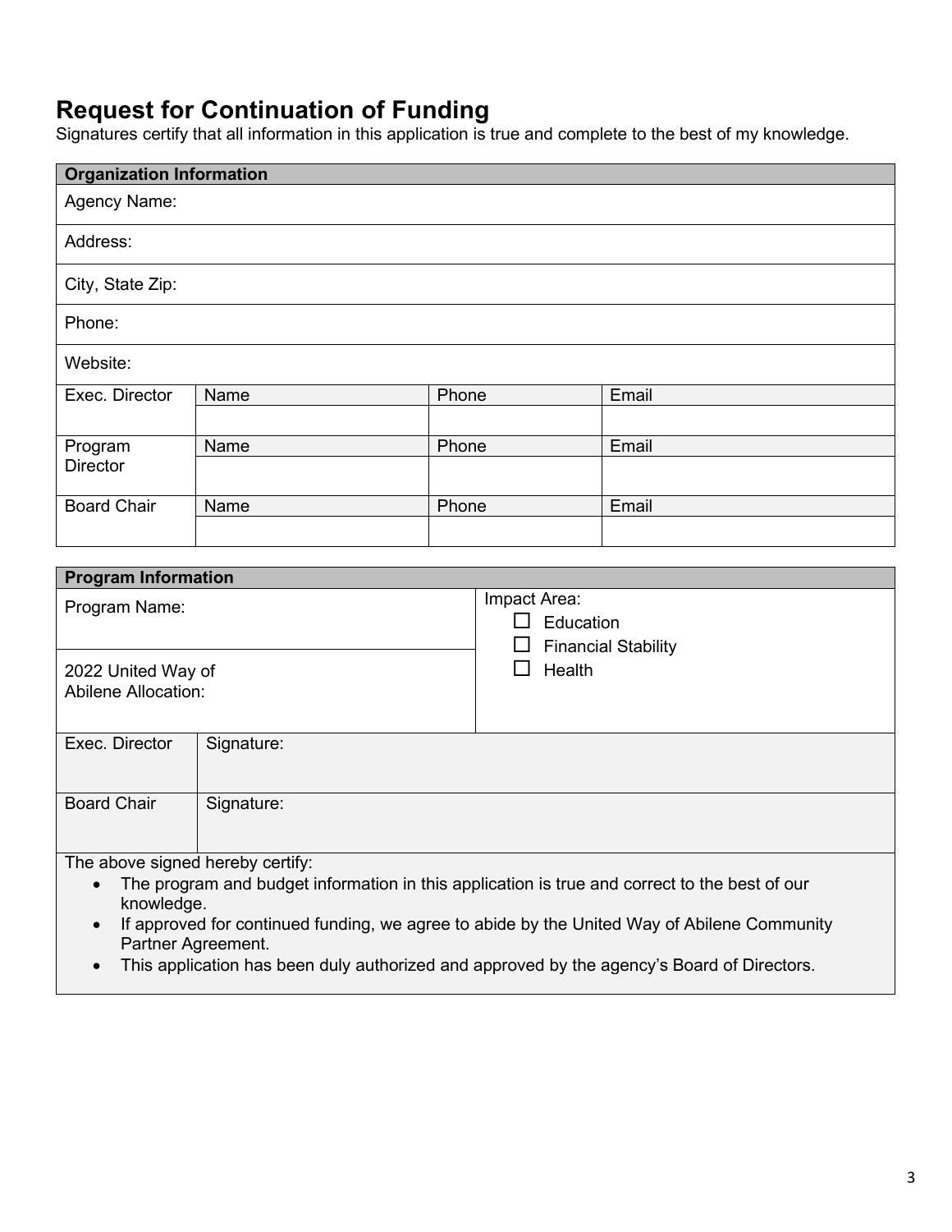# Request for Continuation of Funding

Signatures certify that all information in this application is true and complete to the best of my knowledge.

| Organization Information | | | |
|---|---|---|---|
| Agency Name: | | | |
| Address: | | | |
| City, State Zip: | | | |
| Phone: | | | |
| Website: | | | |
| Exec. Director | Name | Phone | Email |
| | | | |
| Program Director | Name | Phone | Email |
| | | | |
| Board Chair | Name | Phone | Email |
| | | | |

| Program Information | |
|---|---|
| Program Name: | Impact Area:<br>☐ Education<br>☐ Financial Stability<br>☐ Health |
| 2022 United Way of Abilene Allocation: | |

| | |
|---|---|
| Exec. Director | Signature: |
| Board Chair | Signature: |

The above signed hereby certify:

- The program and budget information in this application is true and correct to the best of our knowledge.
- If approved for continued funding, we agree to abide by the United Way of Abilene Community Partner Agreement.
- This application has been duly authorized and approved by the agency's Board of Directors.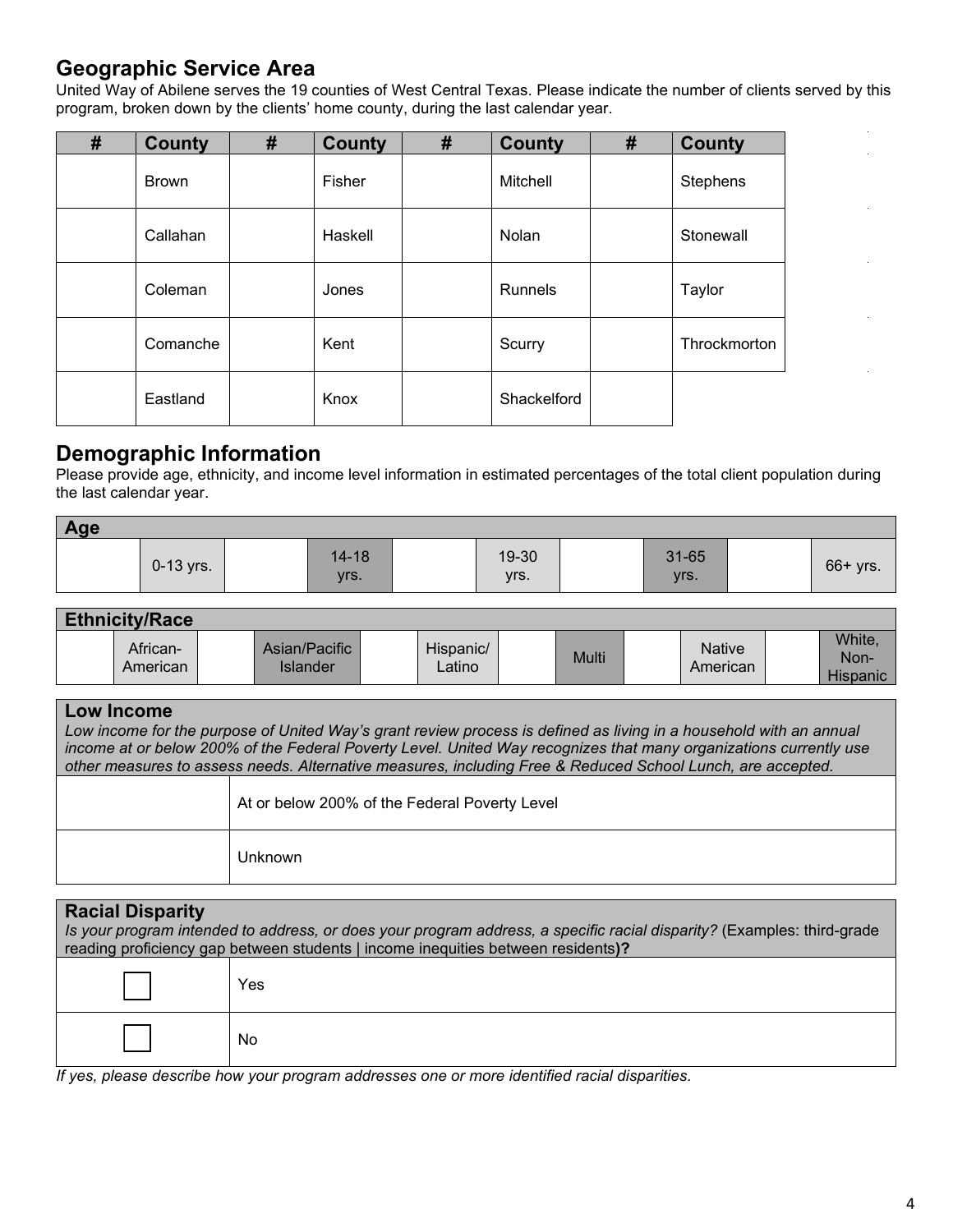## Geographic Service Area

United Way of Abilene serves the 19 counties of West Central Texas. Please indicate the number of clients served by this program, broken down by the clients' home county, during the last calendar year.

| # | County | # | County | # | County | # | County |
|---|---|---|---|---|---|---|---|
| | Brown | | Fisher | | Mitchell | | Stephens |
| | Callahan | | Haskell | | Nolan | | Stonewall |
| | Coleman | | Jones | | Runnels | | Taylor |
| | Comanche | | Kent | | Scurry | | Throckmorton |
| | Eastland | | Knox | | Shackelford | | |

## Demographic Information

Please provide age, ethnicity, and income level information in estimated percentages of the total client population during the last calendar year.

| Age | | | | | | | | | |
|---|---|---|---|---|---|---|---|---|---|
| | 0-13 yrs. | | 14-18 yrs. | | 19-30 yrs. | | 31-65 yrs. | | 66+ yrs. |

| Ethnicity/Race | | | | | | | | | | | |
|---|---|---|---|---|---|---|---|---|---|---|---|
| | African-American | | Asian/Pacific Islander | | Hispanic/ Latino | | Multi | | Native American | | White, Non-Hispanic |

| Low Income | |
|---|---|
| *Low income for the purpose of United Way's grant review process is defined as living in a household with an annual income at or below 200% of the Federal Poverty Level. United Way recognizes that many organizations currently use other measures to assess needs. Alternative measures, including Free & Reduced School Lunch, are accepted.* | |
| | At or below 200% of the Federal Poverty Level |
| | Unknown |

| Racial Disparity | |
|---|---|
| *Is your program intended to address, or does your program address, a specific racial disparity?* (Examples: third-grade reading proficiency gap between students \| income inequities between residents**)?** | |
| ☐ | Yes |
| ☐ | No |

*If yes, please describe how your program addresses one or more identified racial disparities.*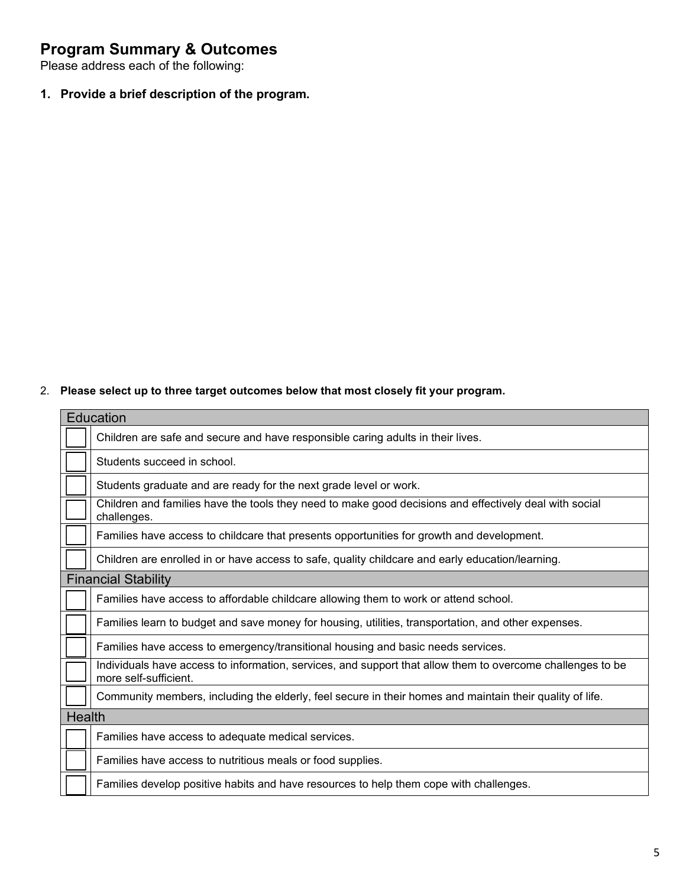## Program Summary & Outcomes

Please address each of the following:

**1. Provide a brief description of the program.**

2. **Please select up to three target outcomes below that most closely fit your program.**

| | Education |
|---|---|
| ☐ | Children are safe and secure and have responsible caring adults in their lives. |
| ☐ | Students succeed in school. |
| ☐ | Students graduate and are ready for the next grade level or work. |
| ☐ | Children and families have the tools they need to make good decisions and effectively deal with social challenges. |
| ☐ | Families have access to childcare that presents opportunities for growth and development. |
| ☐ | Children are enrolled in or have access to safe, quality childcare and early education/learning. |
| | **Financial Stability** |
| ☐ | Families have access to affordable childcare allowing them to work or attend school. |
| ☐ | Families learn to budget and save money for housing, utilities, transportation, and other expenses. |
| ☐ | Families have access to emergency/transitional housing and basic needs services. |
| ☐ | Individuals have access to information, services, and support that allow them to overcome challenges to be more self-sufficient. |
| ☐ | Community members, including the elderly, feel secure in their homes and maintain their quality of life. |
| | **Health** |
| ☐ | Families have access to adequate medical services. |
| ☐ | Families have access to nutritious meals or food supplies. |
| ☐ | Families develop positive habits and have resources to help them cope with challenges. |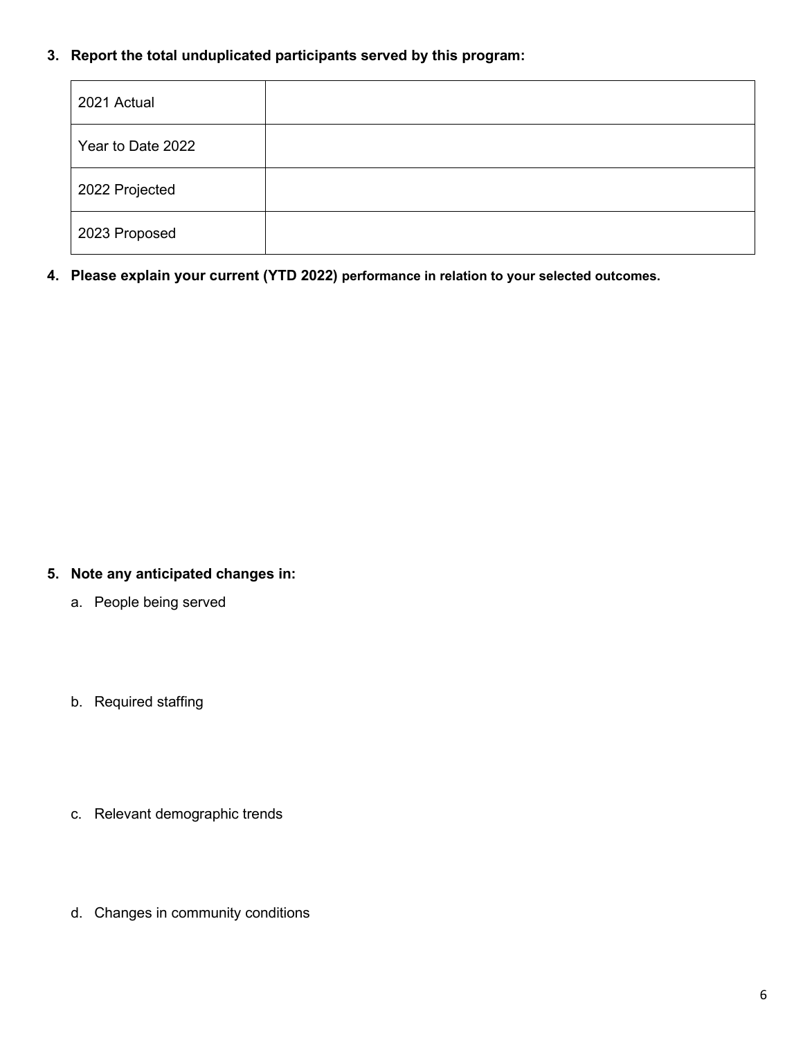**3. Report the total unduplicated participants served by this program:**

| | |
|---|---|
| 2021 Actual | |
| Year to Date 2022 | |
| 2022 Projected | |
| 2023 Proposed | |

**4. Please explain your current (YTD 2022) performance in relation to your selected outcomes.**

**5. Note any anticipated changes in:**

a. People being served

b. Required staffing

c. Relevant demographic trends

d. Changes in community conditions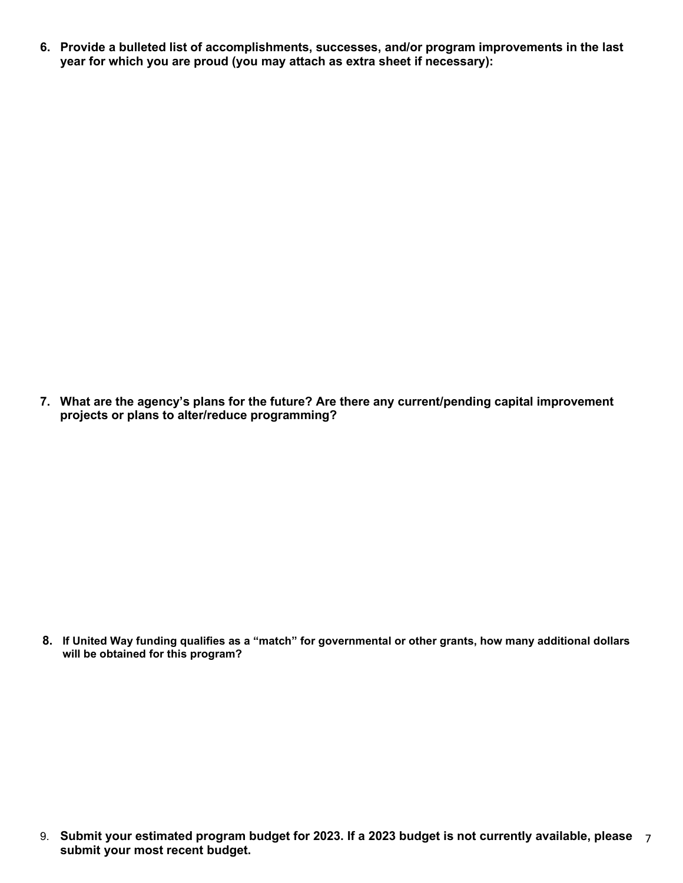**6. Provide a bulleted list of accomplishments, successes, and/or program improvements in the last year for which you are proud (you may attach as extra sheet if necessary):**

**7. What are the agency's plans for the future? Are there any current/pending capital improvement projects or plans to alter/reduce programming?**

**8. If United Way funding qualifies as a "match" for governmental or other grants, how many additional dollars will be obtained for this program?**

9. **Submit your estimated program budget for 2023. If a 2023 budget is not currently available, please submit your most recent budget.**